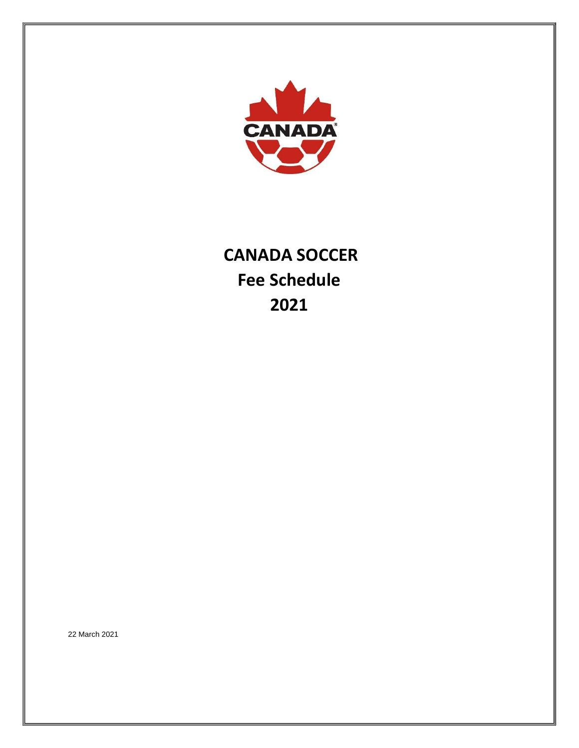# CANADA SOCCER

## Fee Schedule

## 2021

22 March 2021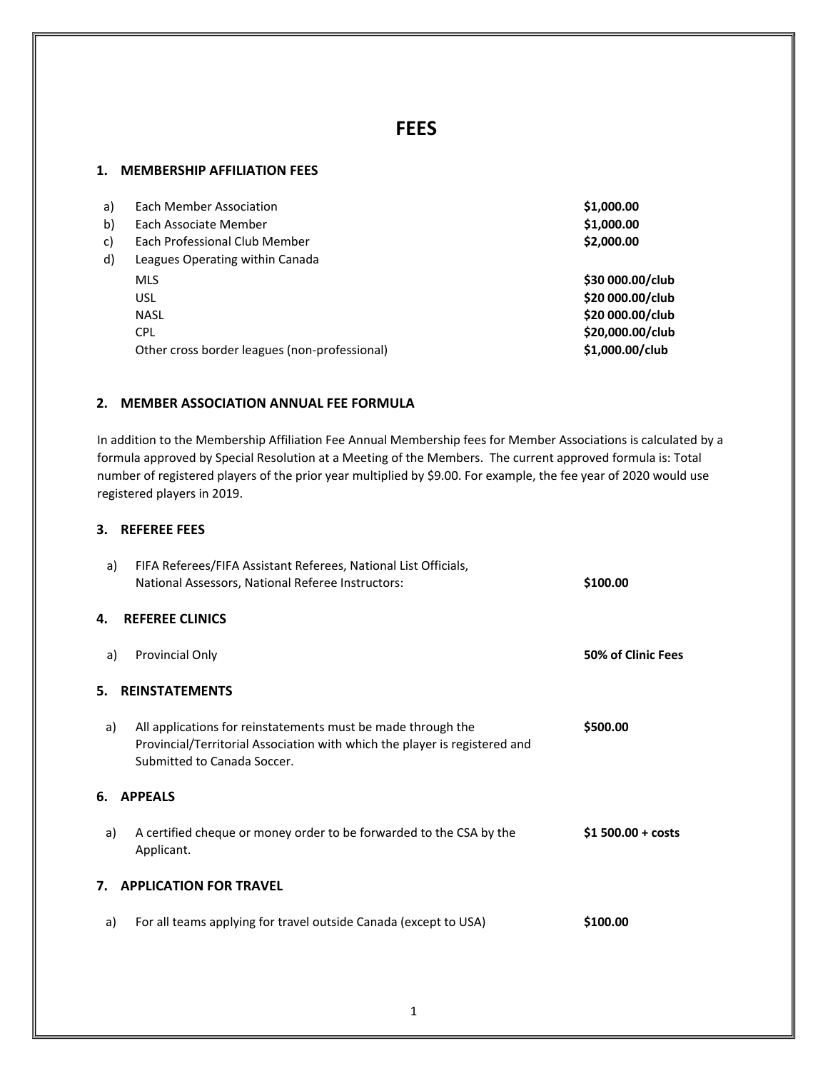# FEES

## 1. MEMBERSHIP AFFILIATION FEES

| | | |
|---|---|---|
| a) | Each Member Association | **$1,000.00** |
| b) | Each Associate Member | **$1,000.00** |
| c) | Each Professional Club Member | **$2,000.00** |
| d) | Leagues Operating within Canada | |
| | MLS | **$30 000.00/club** |
| | USL | **$20 000.00/club** |
| | NASL | **$20 000.00/club** |
| | CPL | **$20,000.00/club** |
| | Other cross border leagues (non-professional) | **$1,000.00/club** |

## 2. MEMBER ASSOCIATION ANNUAL FEE FORMULA

In addition to the Membership Affiliation Fee Annual Membership fees for Member Associations is calculated by a formula approved by Special Resolution at a Meeting of the Members. The current approved formula is: Total number of registered players of the prior year multiplied by $9.00. For example, the fee year of 2020 would use registered players in 2019.

## 3. REFEREE FEES

| | | |
|---|---|---|
| a) | FIFA Referees/FIFA Assistant Referees, National List Officials, National Assessors, National Referee Instructors: | **$100.00** |

## 4. REFEREE CLINICS

| | | |
|---|---|---|
| a) | Provincial Only | **50% of Clinic Fees** |

## 5. REINSTATEMENTS

| | | |
|---|---|---|
| a) | All applications for reinstatements must be made through the Provincial/Territorial Association with which the player is registered and Submitted to Canada Soccer. | **$500.00** |

## 6. APPEALS

| | | |
|---|---|---|
| a) | A certified cheque or money order to be forwarded to the CSA by the Applicant. | **$1 500.00 + costs** |

## 7. APPLICATION FOR TRAVEL

| | | |
|---|---|---|
| a) | For all teams applying for travel outside Canada (except to USA) | **$100.00** |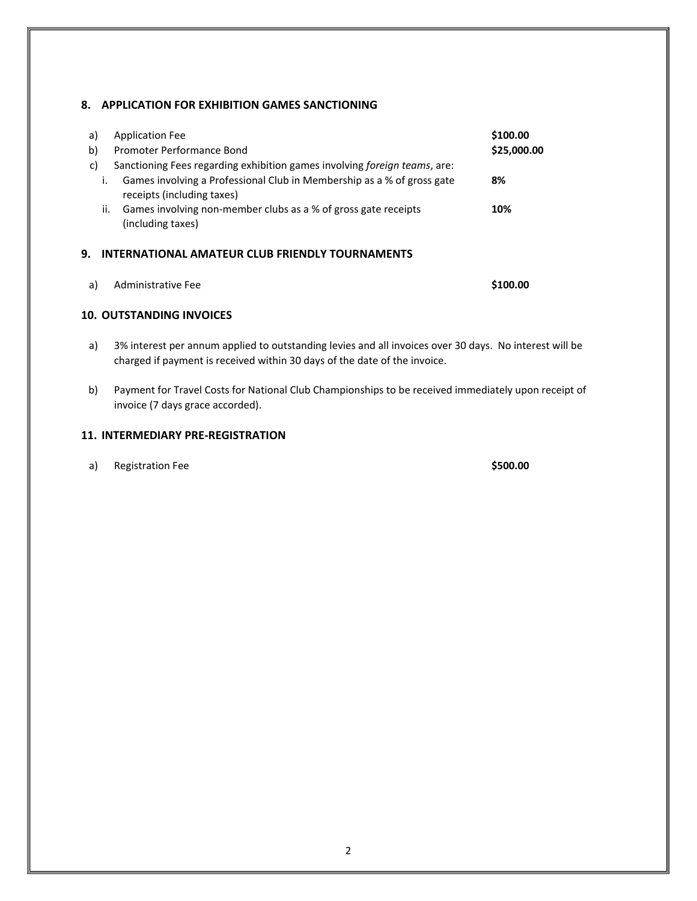## 8. APPLICATION FOR EXHIBITION GAMES SANCTIONING

| | | |
|---|---|---|
| a) | Application Fee | **$100.00** |
| b) | Promoter Performance Bond | **$25,000.00** |
| c) | Sanctioning Fees regarding exhibition games involving *foreign teams*, are: | |
| i. | Games involving a Professional Club in Membership as a % of gross gate receipts (including taxes) | **8%** |
| ii. | Games involving non-member clubs as a % of gross gate receipts (including taxes) | **10%** |

## 9. INTERNATIONAL AMATEUR CLUB FRIENDLY TOURNAMENTS

| | | |
|---|---|---|
| a) | Administrative Fee | **$100.00** |

## 10. OUTSTANDING INVOICES

a) 3% interest per annum applied to outstanding levies and all invoices over 30 days. No interest will be charged if payment is received within 30 days of the date of the invoice.

b) Payment for Travel Costs for National Club Championships to be received immediately upon receipt of invoice (7 days grace accorded).

## 11. INTERMEDIARY PRE-REGISTRATION

| | | |
|---|---|---|
| a) | Registration Fee | **$500.00** |